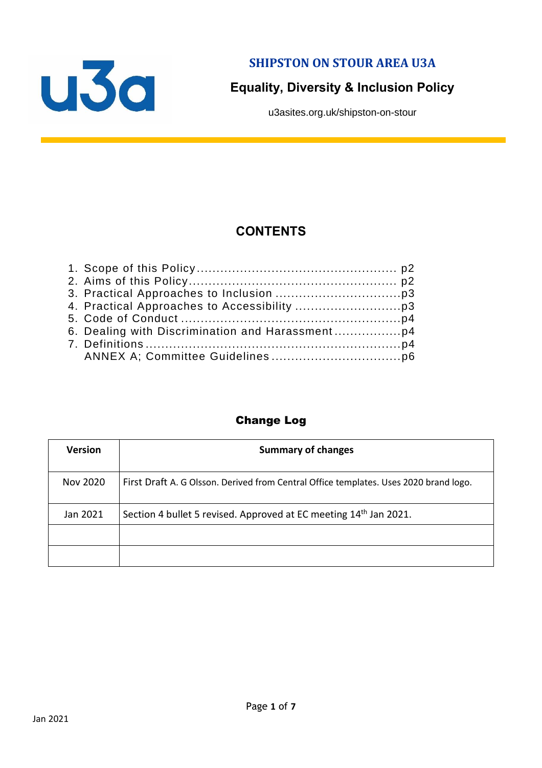# SHIPSTON ON STOUR AREA U3A

## Equality, Diversity & Inclusion Policy

u3asites.org.uk/shipston-on-stour

## CONTENTS

1. Scope of this Policy .................................................. p2
2. Aims of this Policy .................................................... p2
3. Practical Approaches to Inclusion ................................p3
4. Practical Approaches to Accessibility ...........................p3
5. Code of Conduct ........................................................p4
6. Dealing with Discrimination and Harassment .................p4
7. Definitions ................................................................p4
   ANNEX A; Committee Guidelines ................................p6

## Change Log

| Version | Summary of changes |
|---|---|
| Nov 2020 | First Draft A. G Olsson. Derived from Central Office templates. Uses 2020 brand logo. |
| Jan 2021 | Section 4 bullet 5 revised. Approved at EC meeting 14th Jan 2021. |
| | |
| | |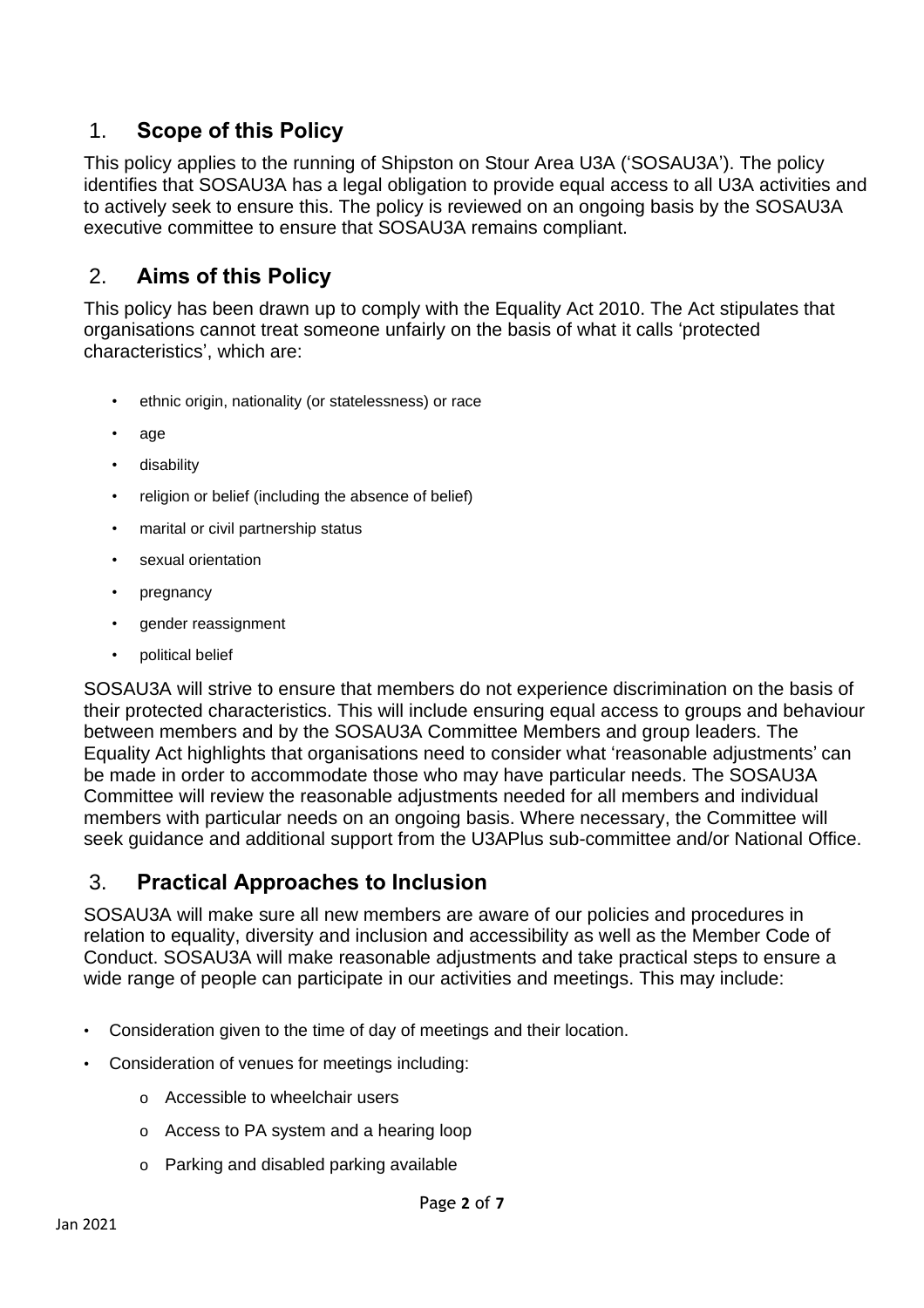## 1. Scope of this Policy

This policy applies to the running of Shipston on Stour Area U3A ('SOSAU3A'). The policy identifies that SOSAU3A has a legal obligation to provide equal access to all U3A activities and to actively seek to ensure this. The policy is reviewed on an ongoing basis by the SOSAU3A executive committee to ensure that SOSAU3A remains compliant.

## 2. Aims of this Policy

This policy has been drawn up to comply with the Equality Act 2010. The Act stipulates that organisations cannot treat someone unfairly on the basis of what it calls 'protected characteristics', which are:

- ethnic origin, nationality (or statelessness) or race
- age
- disability
- religion or belief (including the absence of belief)
- marital or civil partnership status
- sexual orientation
- pregnancy
- gender reassignment
- political belief

SOSAU3A will strive to ensure that members do not experience discrimination on the basis of their protected characteristics. This will include ensuring equal access to groups and behaviour between members and by the SOSAU3A Committee Members and group leaders. The Equality Act highlights that organisations need to consider what 'reasonable adjustments' can be made in order to accommodate those who may have particular needs. The SOSAU3A Committee will review the reasonable adjustments needed for all members and individual members with particular needs on an ongoing basis. Where necessary, the Committee will seek guidance and additional support from the U3APlus sub-committee and/or National Office.

## 3. Practical Approaches to Inclusion

SOSAU3A will make sure all new members are aware of our policies and procedures in relation to equality, diversity and inclusion and accessibility as well as the Member Code of Conduct. SOSAU3A will make reasonable adjustments and take practical steps to ensure a wide range of people can participate in our activities and meetings. This may include:

- Consideration given to the time of day of meetings and their location.
- Consideration of venues for meetings including:
  - Accessible to wheelchair users
  - Access to PA system and a hearing loop
  - Parking and disabled parking available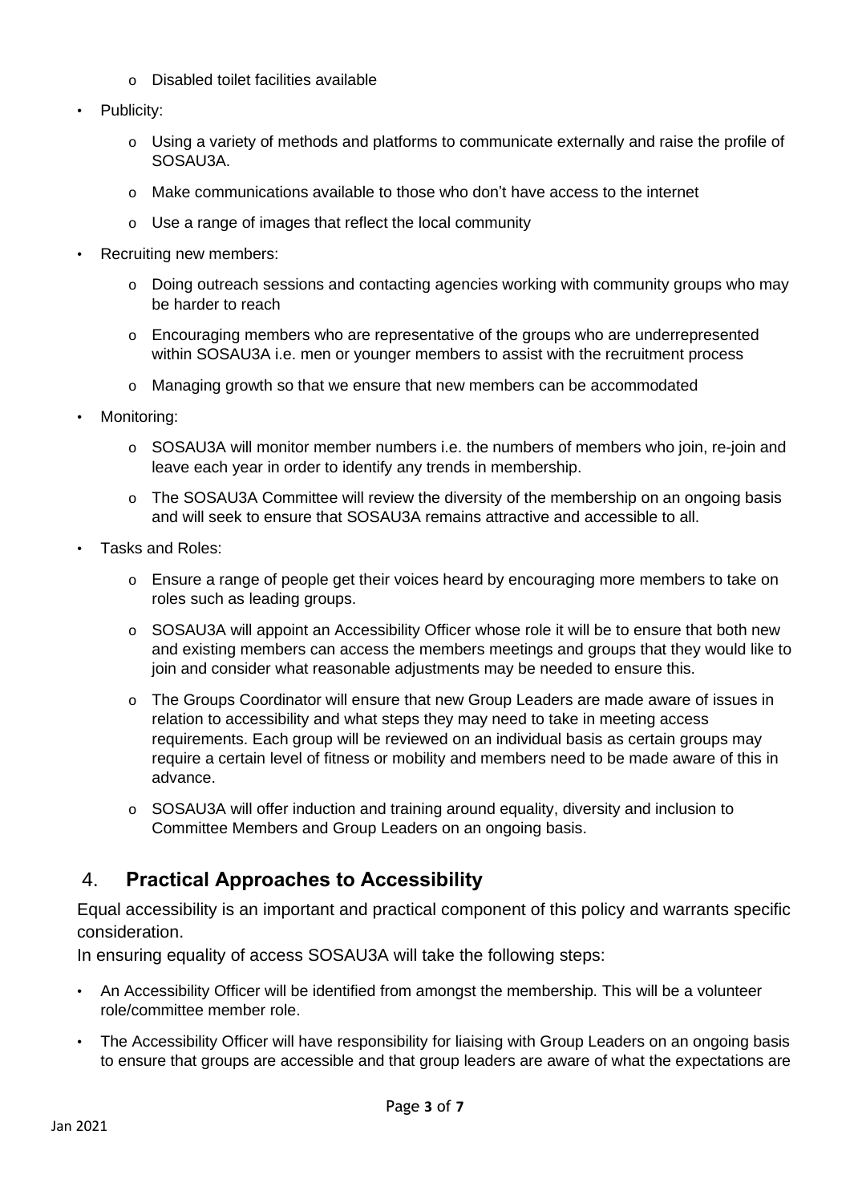- Disabled toilet facilities available

- Publicity:
    - Using a variety of methods and platforms to communicate externally and raise the profile of SOSAU3A.
    - Make communications available to those who don't have access to the internet
    - Use a range of images that reflect the local community

- Recruiting new members:
    - Doing outreach sessions and contacting agencies working with community groups who may be harder to reach
    - Encouraging members who are representative of the groups who are underrepresented within SOSAU3A i.e. men or younger members to assist with the recruitment process
    - Managing growth so that we ensure that new members can be accommodated

- Monitoring:
    - SOSAU3A will monitor member numbers i.e. the numbers of members who join, re-join and leave each year in order to identify any trends in membership.
    - The SOSAU3A Committee will review the diversity of the membership on an ongoing basis and will seek to ensure that SOSAU3A remains attractive and accessible to all.

- Tasks and Roles:
    - Ensure a range of people get their voices heard by encouraging more members to take on roles such as leading groups.
    - SOSAU3A will appoint an Accessibility Officer whose role it will be to ensure that both new and existing members can access the members meetings and groups that they would like to join and consider what reasonable adjustments may be needed to ensure this.
    - The Groups Coordinator will ensure that new Group Leaders are made aware of issues in relation to accessibility and what steps they may need to take in meeting access requirements. Each group will be reviewed on an individual basis as certain groups may require a certain level of fitness or mobility and members need to be made aware of this in advance.
    - SOSAU3A will offer induction and training around equality, diversity and inclusion to Committee Members and Group Leaders on an ongoing basis.

## 4. **Practical Approaches to Accessibility**

Equal accessibility is an important and practical component of this policy and warrants specific consideration.

In ensuring equality of access SOSAU3A will take the following steps:

- An Accessibility Officer will be identified from amongst the membership. This will be a volunteer role/committee member role.
- The Accessibility Officer will have responsibility for liaising with Group Leaders on an ongoing basis to ensure that groups are accessible and that group leaders are aware of what the expectations are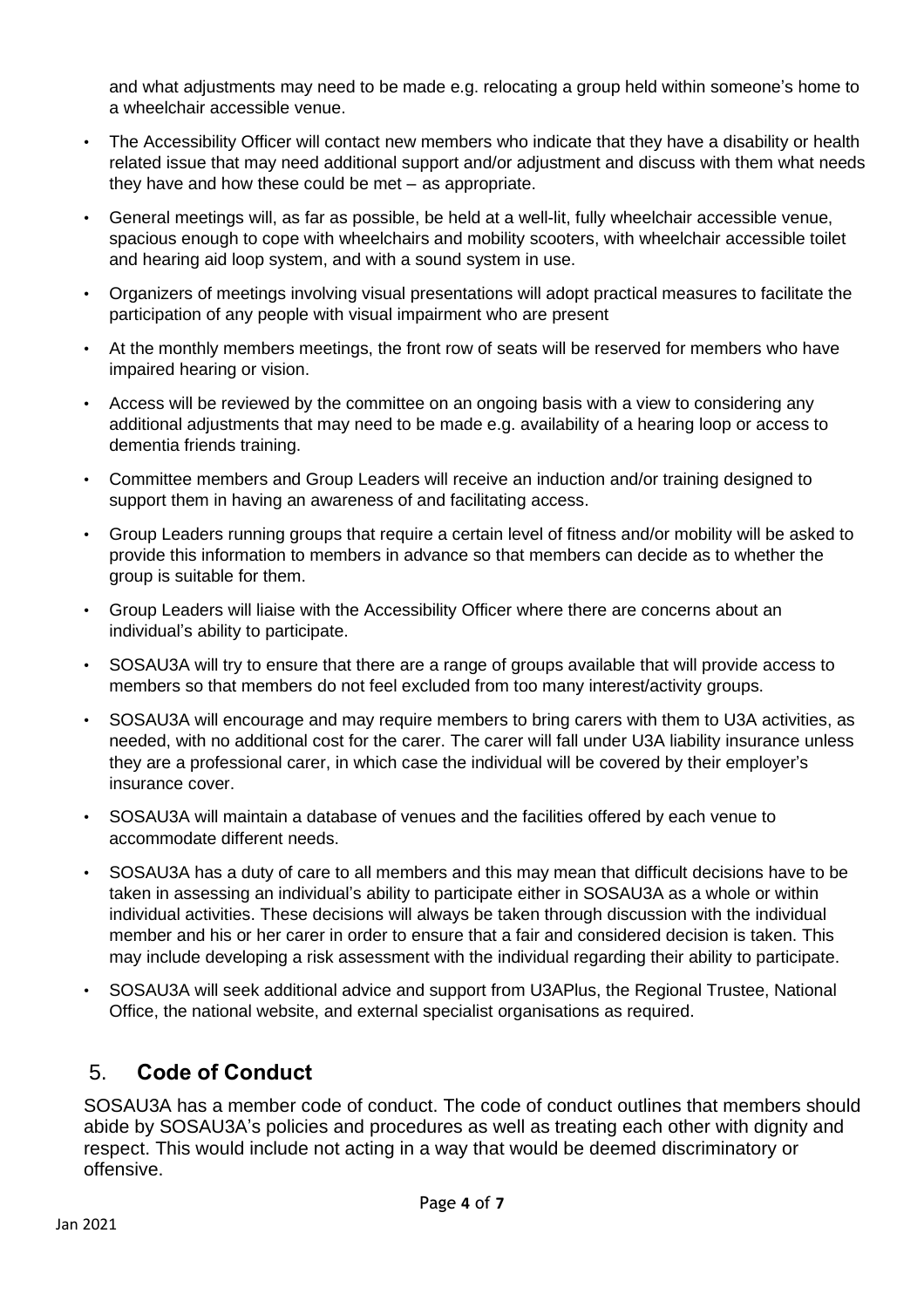and what adjustments may need to be made e.g. relocating a group held within someone's home to a wheelchair accessible venue.

- The Accessibility Officer will contact new members who indicate that they have a disability or health related issue that may need additional support and/or adjustment and discuss with them what needs they have and how these could be met – as appropriate.
- General meetings will, as far as possible, be held at a well-lit, fully wheelchair accessible venue, spacious enough to cope with wheelchairs and mobility scooters, with wheelchair accessible toilet and hearing aid loop system, and with a sound system in use.
- Organizers of meetings involving visual presentations will adopt practical measures to facilitate the participation of any people with visual impairment who are present
- At the monthly members meetings, the front row of seats will be reserved for members who have impaired hearing or vision.
- Access will be reviewed by the committee on an ongoing basis with a view to considering any additional adjustments that may need to be made e.g. availability of a hearing loop or access to dementia friends training.
- Committee members and Group Leaders will receive an induction and/or training designed to support them in having an awareness of and facilitating access.
- Group Leaders running groups that require a certain level of fitness and/or mobility will be asked to provide this information to members in advance so that members can decide as to whether the group is suitable for them.
- Group Leaders will liaise with the Accessibility Officer where there are concerns about an individual's ability to participate.
- SOSAU3A will try to ensure that there are a range of groups available that will provide access to members so that members do not feel excluded from too many interest/activity groups.
- SOSAU3A will encourage and may require members to bring carers with them to U3A activities, as needed, with no additional cost for the carer. The carer will fall under U3A liability insurance unless they are a professional carer, in which case the individual will be covered by their employer's insurance cover.
- SOSAU3A will maintain a database of venues and the facilities offered by each venue to accommodate different needs.
- SOSAU3A has a duty of care to all members and this may mean that difficult decisions have to be taken in assessing an individual's ability to participate either in SOSAU3A as a whole or within individual activities. These decisions will always be taken through discussion with the individual member and his or her carer in order to ensure that a fair and considered decision is taken. This may include developing a risk assessment with the individual regarding their ability to participate.
- SOSAU3A will seek additional advice and support from U3APlus, the Regional Trustee, National Office, the national website, and external specialist organisations as required.

## 5. Code of Conduct

SOSAU3A has a member code of conduct. The code of conduct outlines that members should abide by SOSAU3A's policies and procedures as well as treating each other with dignity and respect. This would include not acting in a way that would be deemed discriminatory or offensive.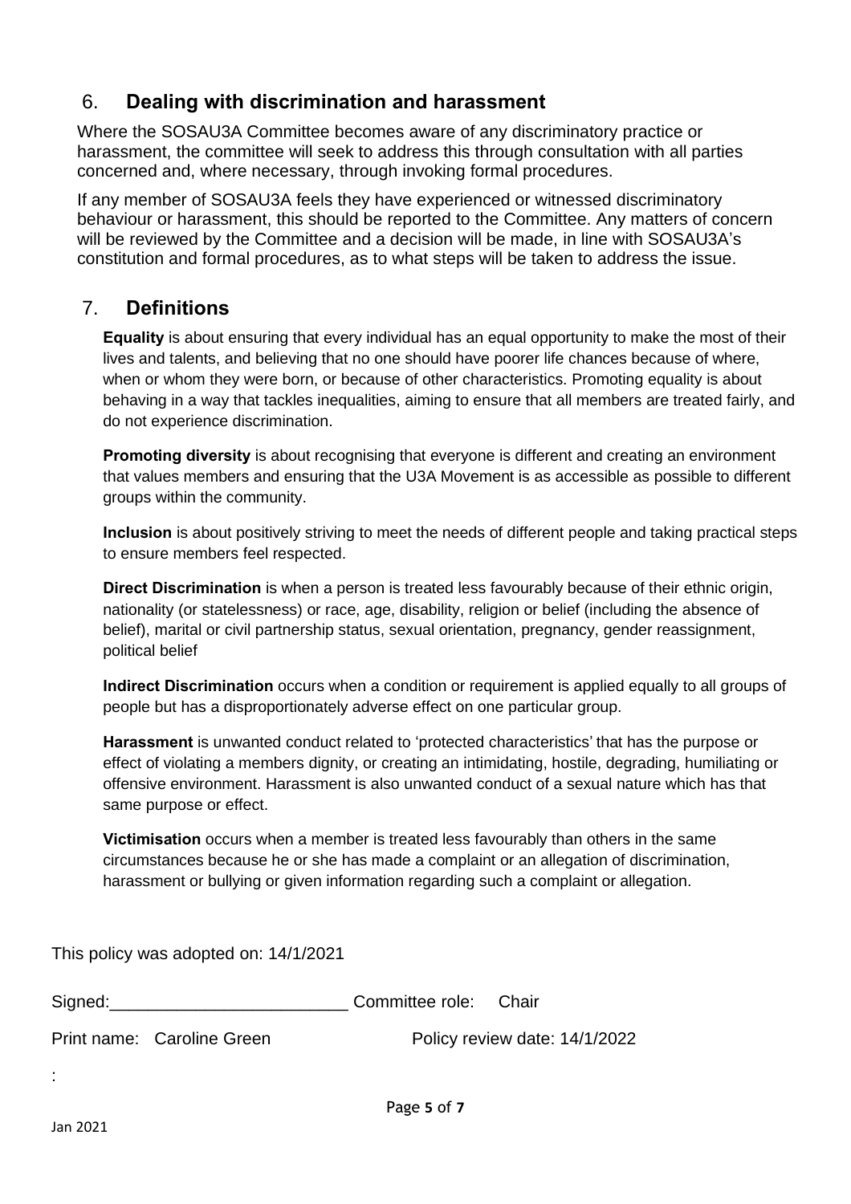## 6. Dealing with discrimination and harassment

Where the SOSAU3A Committee becomes aware of any discriminatory practice or harassment, the committee will seek to address this through consultation with all parties concerned and, where necessary, through invoking formal procedures.

If any member of SOSAU3A feels they have experienced or witnessed discriminatory behaviour or harassment, this should be reported to the Committee. Any matters of concern will be reviewed by the Committee and a decision will be made, in line with SOSAU3A's constitution and formal procedures, as to what steps will be taken to address the issue.

## 7. Definitions

**Equality** is about ensuring that every individual has an equal opportunity to make the most of their lives and talents, and believing that no one should have poorer life chances because of where, when or whom they were born, or because of other characteristics. Promoting equality is about behaving in a way that tackles inequalities, aiming to ensure that all members are treated fairly, and do not experience discrimination.

**Promoting diversity** is about recognising that everyone is different and creating an environment that values members and ensuring that the U3A Movement is as accessible as possible to different groups within the community.

**Inclusion** is about positively striving to meet the needs of different people and taking practical steps to ensure members feel respected.

**Direct Discrimination** is when a person is treated less favourably because of their ethnic origin, nationality (or statelessness) or race, age, disability, religion or belief (including the absence of belief), marital or civil partnership status, sexual orientation, pregnancy, gender reassignment, political belief

**Indirect Discrimination** occurs when a condition or requirement is applied equally to all groups of people but has a disproportionately adverse effect on one particular group.

**Harassment** is unwanted conduct related to 'protected characteristics' that has the purpose or effect of violating a members dignity, or creating an intimidating, hostile, degrading, humiliating or offensive environment. Harassment is also unwanted conduct of a sexual nature which has that same purpose or effect.

**Victimisation** occurs when a member is treated less favourably than others in the same circumstances because he or she has made a complaint or an allegation of discrimination, harassment or bullying or given information regarding such a complaint or allegation.

This policy was adopted on: 14/1/2021

Signed:________________________ Committee role: Chair

Print name: Caroline Green Policy review date: 14/1/2022

:

Jan 2021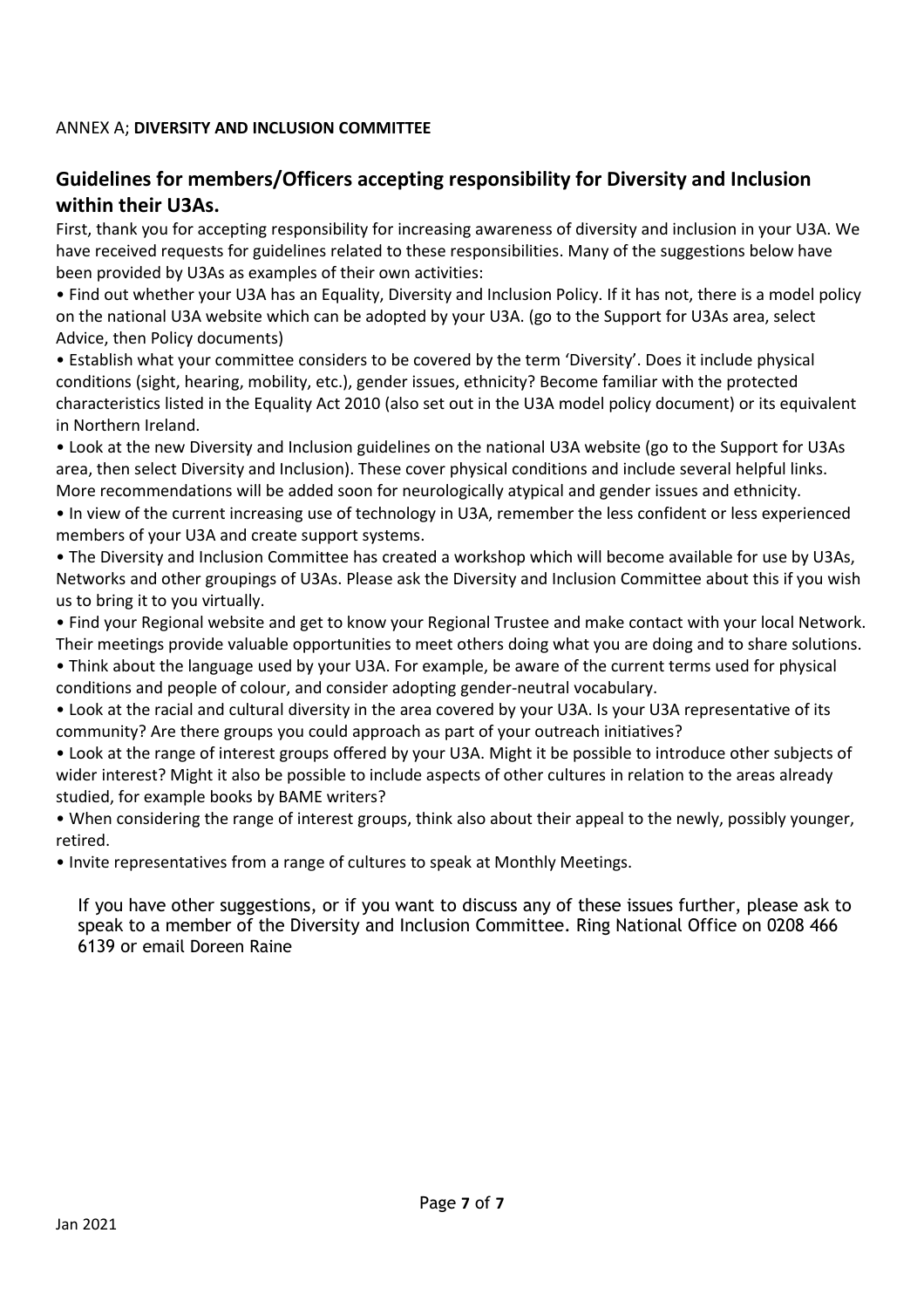ANNEX A; **DIVERSITY AND INCLUSION COMMITTEE**

## Guidelines for members/Officers accepting responsibility for Diversity and Inclusion within their U3As.

First, thank you for accepting responsibility for increasing awareness of diversity and inclusion in your U3A. We have received requests for guidelines related to these responsibilities. Many of the suggestions below have been provided by U3As as examples of their own activities:

- Find out whether your U3A has an Equality, Diversity and Inclusion Policy. If it has not, there is a model policy on the national U3A website which can be adopted by your U3A. (go to the Support for U3As area, select Advice, then Policy documents)
- Establish what your committee considers to be covered by the term 'Diversity'. Does it include physical conditions (sight, hearing, mobility, etc.), gender issues, ethnicity? Become familiar with the protected characteristics listed in the Equality Act 2010 (also set out in the U3A model policy document) or its equivalent in Northern Ireland.
- Look at the new Diversity and Inclusion guidelines on the national U3A website (go to the Support for U3As area, then select Diversity and Inclusion). These cover physical conditions and include several helpful links. More recommendations will be added soon for neurologically atypical and gender issues and ethnicity.
- In view of the current increasing use of technology in U3A, remember the less confident or less experienced members of your U3A and create support systems.
- The Diversity and Inclusion Committee has created a workshop which will become available for use by U3As, Networks and other groupings of U3As. Please ask the Diversity and Inclusion Committee about this if you wish us to bring it to you virtually.
- Find your Regional website and get to know your Regional Trustee and make contact with your local Network. Their meetings provide valuable opportunities to meet others doing what you are doing and to share solutions.
- Think about the language used by your U3A. For example, be aware of the current terms used for physical conditions and people of colour, and consider adopting gender-neutral vocabulary.
- Look at the racial and cultural diversity in the area covered by your U3A. Is your U3A representative of its community? Are there groups you could approach as part of your outreach initiatives?
- Look at the range of interest groups offered by your U3A. Might it be possible to introduce other subjects of wider interest? Might it also be possible to include aspects of other cultures in relation to the areas already studied, for example books by BAME writers?
- When considering the range of interest groups, think also about their appeal to the newly, possibly younger, retired.
- Invite representatives from a range of cultures to speak at Monthly Meetings.

If you have other suggestions, or if you want to discuss any of these issues further, please ask to speak to a member of the Diversity and Inclusion Committee. Ring National Office on 0208 466 6139 or email Doreen Raine

Jan 2021